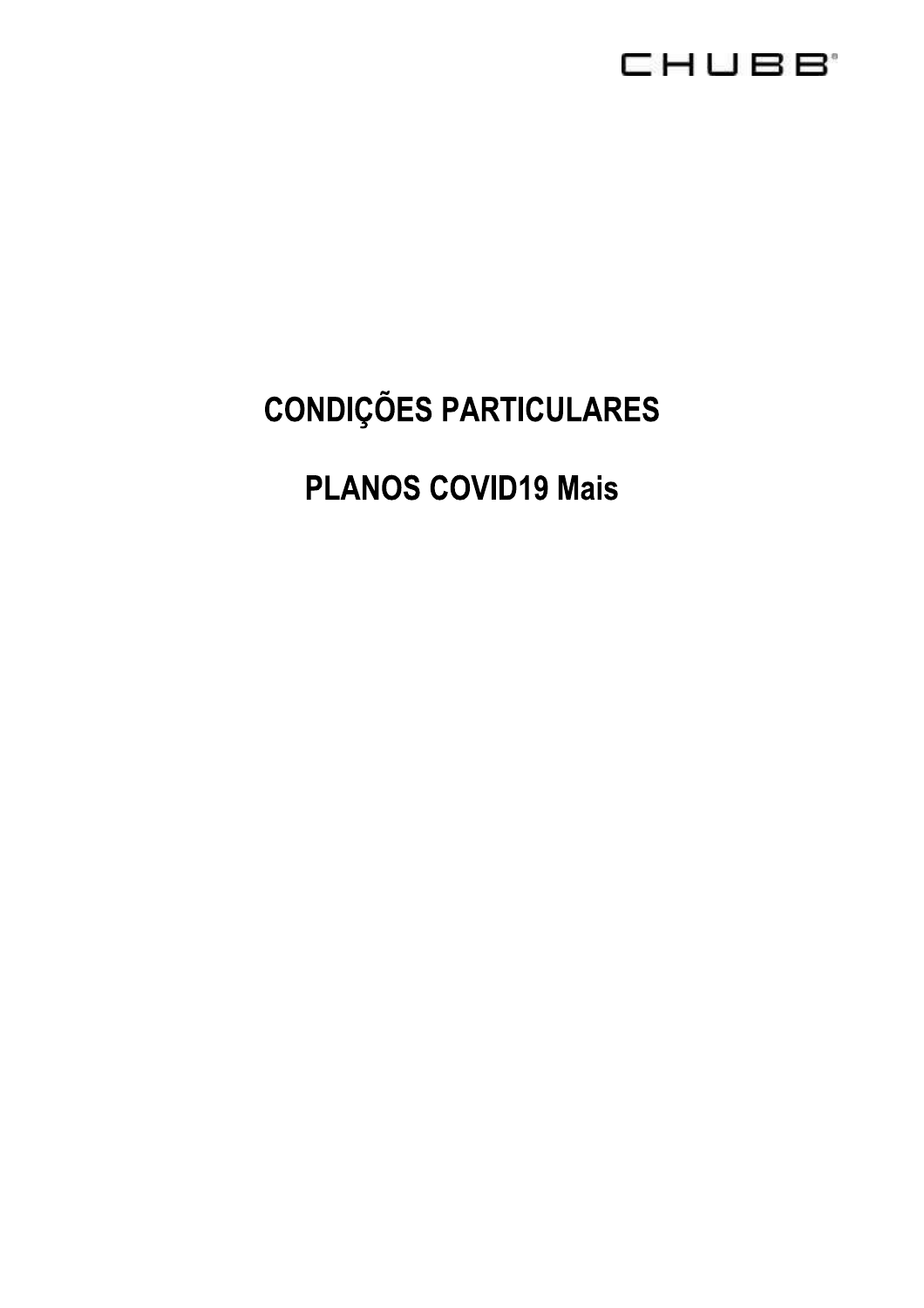CHUBB

# CONDIÇÕES PARTICULARES

# PLANOS COVID19 Mais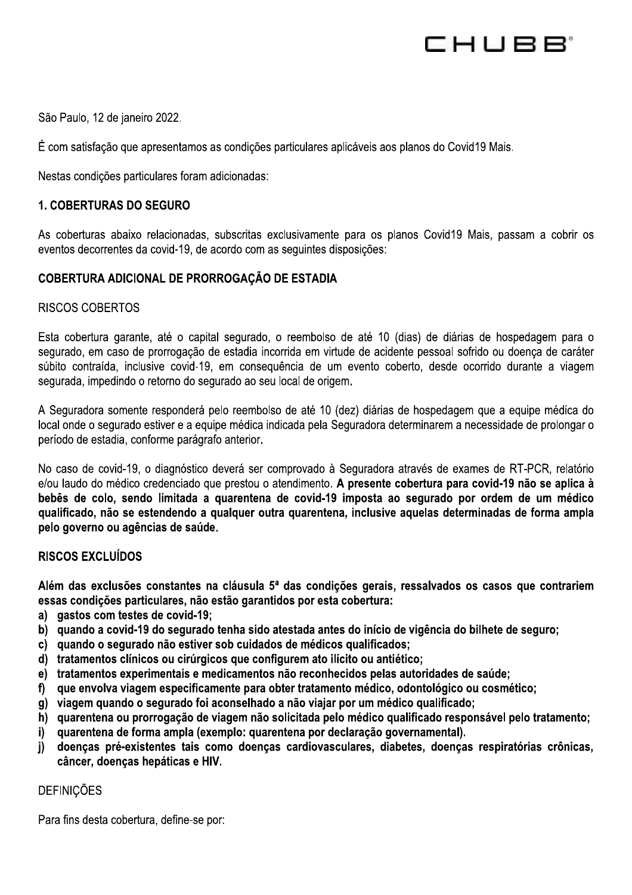São Paulo, 12 de janeiro 2022.

É com satisfação que apresentamos as condições particulares aplicáveis aos planos do Covid19 Mais.

Nestas condições particulares foram adicionadas:

## 1. COBERTURAS DO SEGURO

As coberturas abaixo relacionadas, subscritas exclusivamente para os planos Covid19 Mais, passam a cobrir os eventos decorrentes da covid-19, de acordo com as seguintes disposições:

### COBERTURA ADICIONAL DE PRORROGAÇÃO DE ESTADIA

RISCOS COBERTOS

Esta cobertura garante, até o capital segurado, o reembolso de até 10 (dias) de diárias de hospedagem para o segurado, em caso de prorrogação de estadia incorrida em virtude de acidente pessoal sofrido ou doença de caráter súbito contraída, inclusive covid-19, em consequência de um evento coberto, desde ocorrido durante a viagem segurada, impedindo o retorno do segurado ao seu local de origem.

A Seguradora somente responderá pelo reembolso de até 10 (dez) diárias de hospedagem que a equipe médica do local onde o segurado estiver e a equipe médica indicada pela Seguradora determinarem a necessidade de prolongar o período de estadia, conforme parágrafo anterior.

No caso de covid-19, o diagnóstico deverá ser comprovado à Seguradora através de exames de RT-PCR, relatório e/ou laudo do médico credenciado que prestou o atendimento. **A presente cobertura para covid-19 não se aplica à bebês de colo, sendo limitada a quarentena de covid-19 imposta ao segurado por ordem de um médico qualificado, não se estendendo a qualquer outra quarentena, inclusive aquelas determinadas de forma ampla pelo governo ou agências de saúde.**

**RISCOS EXCLUÍDOS**

**Além das exclusões constantes na cláusula 5ª das condições gerais, ressalvados os casos que contrariem essas condições particulares, não estão garantidos por esta cobertura:**

**a) gastos com testes de covid-19;**
**b) quando a covid-19 do segurado tenha sido atestada antes do início de vigência do bilhete de seguro;**
**c) quando o segurado não estiver sob cuidados de médicos qualificados;**
**d) tratamentos clínicos ou cirúrgicos que configurem ato ilícito ou antiético;**
**e) tratamentos experimentais e medicamentos não reconhecidos pelas autoridades de saúde;**
**f) que envolva viagem especificamente para obter tratamento médico, odontológico ou cosmético;**
**g) viagem quando o segurado foi aconselhado a não viajar por um médico qualificado;**
**h) quarentena ou prorrogação de viagem não solicitada pelo médico qualificado responsável pelo tratamento;**
**i) quarentena de forma ampla (exemplo: quarentena por declaração governamental).**
**j) doenças pré-existentes tais como doenças cardiovasculares, diabetes, doenças respiratórias crônicas, câncer, doenças hepáticas e HIV.**

DEFINIÇÕES

Para fins desta cobertura, define-se por: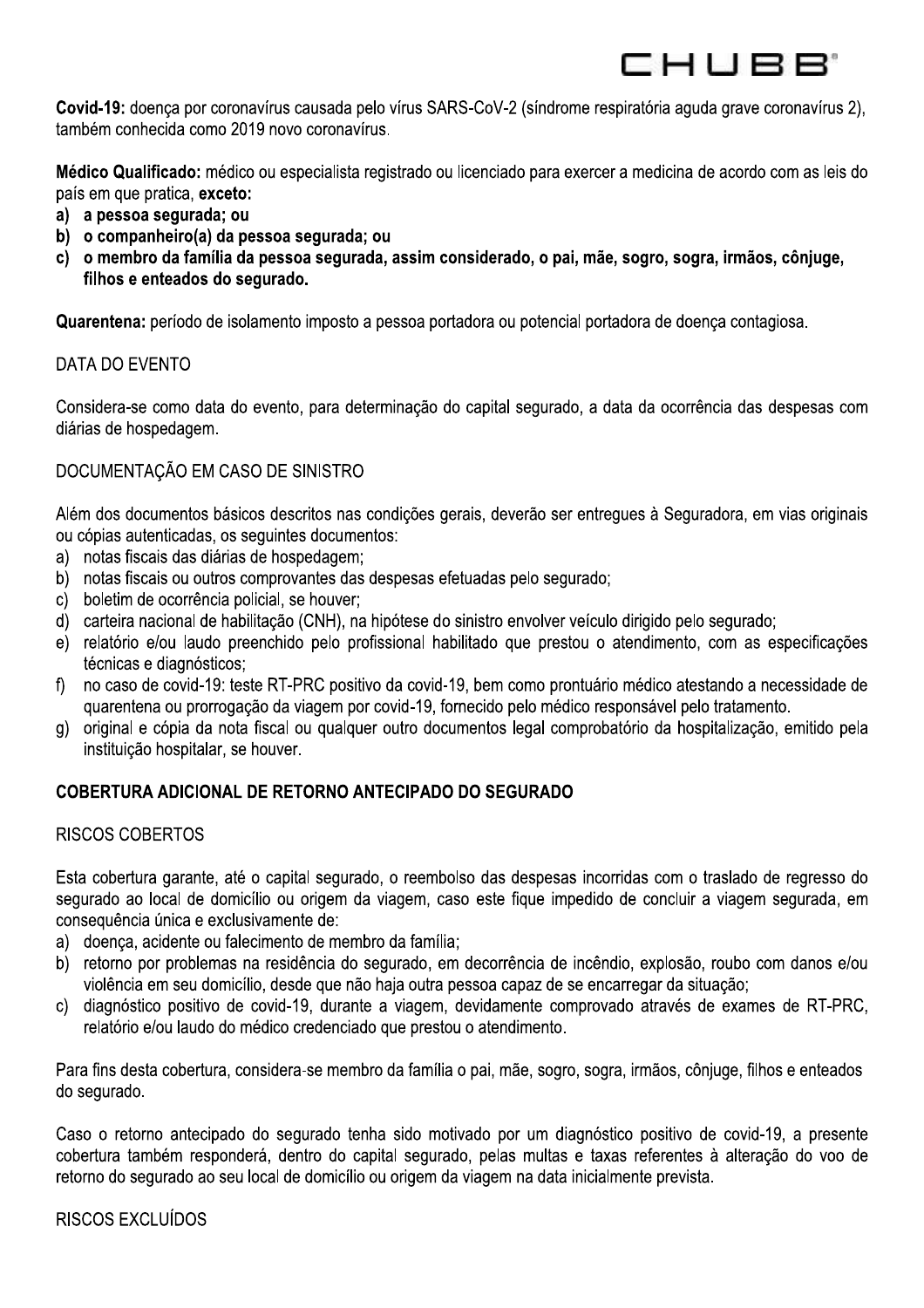**Covid-19:** doença por coronavírus causada pelo vírus SARS-CoV-2 (síndrome respiratória aguda grave coronavírus 2), também conhecida como 2019 novo coronavírus.

**Médico Qualificado:** médico ou especialista registrado ou licenciado para exercer a medicina de acordo com as leis do país em que pratica, **exceto:**

**a) a pessoa segurada; ou**

**b) o companheiro(a) da pessoa segurada; ou**

**c) o membro da família da pessoa segurada, assim considerado, o pai, mãe, sogro, sogra, irmãos, cônjuge, filhos e enteados do segurado.**

**Quarentena:** período de isolamento imposto a pessoa portadora ou potencial portadora de doença contagiosa.

DATA DO EVENTO

Considera-se como data do evento, para determinação do capital segurado, a data da ocorrência das despesas com diárias de hospedagem.

DOCUMENTAÇÃO EM CASO DE SINISTRO

Além dos documentos básicos descritos nas condições gerais, deverão ser entregues à Seguradora, em vias originais ou cópias autenticadas, os seguintes documentos:

a) notas fiscais das diárias de hospedagem;

b) notas fiscais ou outros comprovantes das despesas efetuadas pelo segurado;

c) boletim de ocorrência policial, se houver;

d) carteira nacional de habilitação (CNH), na hipótese do sinistro envolver veículo dirigido pelo segurado;

e) relatório e/ou laudo preenchido pelo profissional habilitado que prestou o atendimento, com as especificações técnicas e diagnósticos;

f) no caso de covid-19: teste RT-PRC positivo da covid-19, bem como prontuário médico atestando a necessidade de quarentena ou prorrogação da viagem por covid-19, fornecido pelo médico responsável pelo tratamento.

g) original e cópia da nota fiscal ou qualquer outro documentos legal comprobatório da hospitalização, emitido pela instituição hospitalar, se houver.

**COBERTURA ADICIONAL DE RETORNO ANTECIPADO DO SEGURADO**

RISCOS COBERTOS

Esta cobertura garante, até o capital segurado, o reembolso das despesas incorridas com o traslado de regresso do segurado ao local de domicílio ou origem da viagem, caso este fique impedido de concluir a viagem segurada, em consequência única e exclusivamente de:

a) doença, acidente ou falecimento de membro da família;

b) retorno por problemas na residência do segurado, em decorrência de incêndio, explosão, roubo com danos e/ou violência em seu domicílio, desde que não haja outra pessoa capaz de se encarregar da situação;

c) diagnóstico positivo de covid-19, durante a viagem, devidamente comprovado através de exames de RT-PRC, relatório e/ou laudo do médico credenciado que prestou o atendimento.

Para fins desta cobertura, considera-se membro da família o pai, mãe, sogro, sogra, irmãos, cônjuge, filhos e enteados do segurado.

Caso o retorno antecipado do segurado tenha sido motivado por um diagnóstico positivo de covid-19, a presente cobertura também responderá, dentro do capital segurado, pelas multas e taxas referentes à alteração do voo de retorno do segurado ao seu local de domicílio ou origem da viagem na data inicialmente prevista.

RISCOS EXCLUÍDOS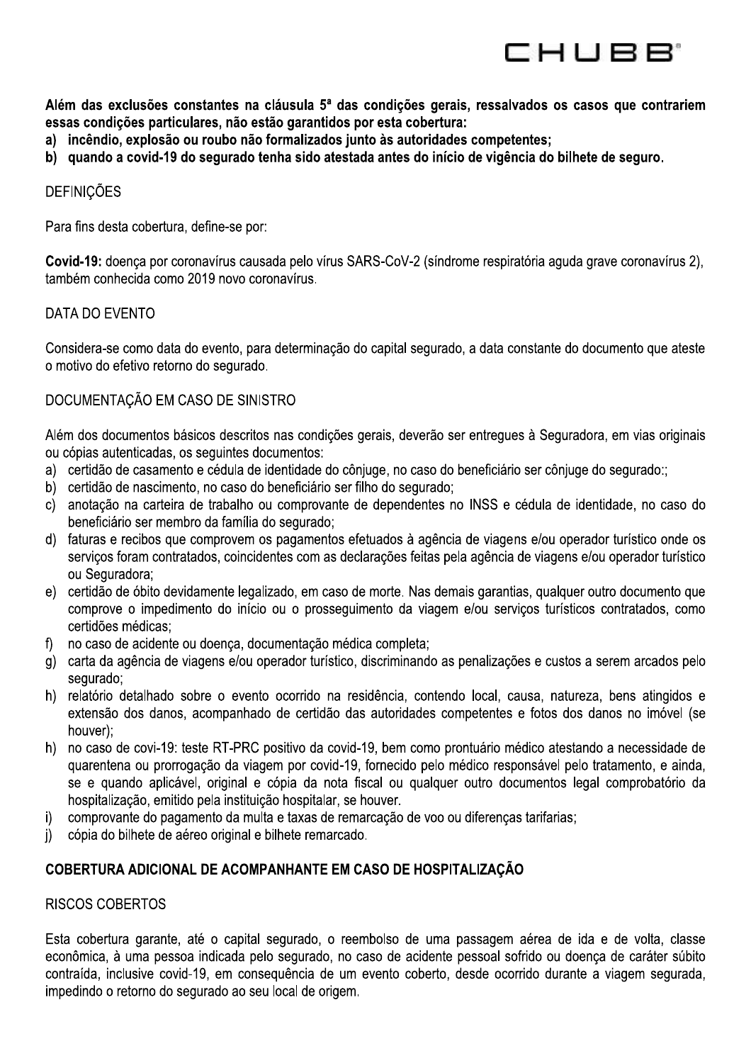**Além das exclusões constantes na cláusula 5ª das condições gerais, ressalvados os casos que contrariem essas condições particulares, não estão garantidos por esta cobertura:**

**a) incêndio, explosão ou roubo não formalizados junto às autoridades competentes;**

**b) quando a covid-19 do segurado tenha sido atestada antes do início de vigência do bilhete de seguro.**

DEFINIÇÕES

Para fins desta cobertura, define-se por:

**Covid-19:** doença por coronavírus causada pelo vírus SARS-CoV-2 (síndrome respiratória aguda grave coronavírus 2), também conhecida como 2019 novo coronavírus.

DATA DO EVENTO

Considera-se como data do evento, para determinação do capital segurado, a data constante do documento que ateste o motivo do efetivo retorno do segurado.

DOCUMENTAÇÃO EM CASO DE SINISTRO

Além dos documentos básicos descritos nas condições gerais, deverão ser entregues à Seguradora, em vias originais ou cópias autenticadas, os seguintes documentos:

a) certidão de casamento e cédula de identidade do cônjuge, no caso do beneficiário ser cônjuge do segurado:;
b) certidão de nascimento, no caso do beneficiário ser filho do segurado;
c) anotação na carteira de trabalho ou comprovante de dependentes no INSS e cédula de identidade, no caso do beneficiário ser membro da família do segurado;
d) faturas e recibos que comprovem os pagamentos efetuados à agência de viagens e/ou operador turístico onde os serviços foram contratados, coincidentes com as declarações feitas pela agência de viagens e/ou operador turístico ou Seguradora;
e) certidão de óbito devidamente legalizado, em caso de morte. Nas demais garantias, qualquer outro documento que comprove o impedimento do início ou o prosseguimento da viagem e/ou serviços turísticos contratados, como certidões médicas;
f) no caso de acidente ou doença, documentação médica completa;
g) carta da agência de viagens e/ou operador turístico, discriminando as penalizações e custos a serem arcados pelo segurado;
h) relatório detalhado sobre o evento ocorrido na residência, contendo local, causa, natureza, bens atingidos e extensão dos danos, acompanhado de certidão das autoridades competentes e fotos dos danos no imóvel (se houver);
h) no caso de covi-19: teste RT-PRC positivo da covid-19, bem como prontuário médico atestando a necessidade de quarentena ou prorrogação da viagem por covid-19, fornecido pelo médico responsável pelo tratamento, e ainda, se e quando aplicável, original e cópia da nota fiscal ou qualquer outro documentos legal comprobatório da hospitalização, emitido pela instituição hospitalar, se houver.
i) comprovante do pagamento da multa e taxas de remarcação de voo ou diferenças tarifarias;
j) cópia do bilhete de aéreo original e bilhete remarcado.

## COBERTURA ADICIONAL DE ACOMPANHANTE EM CASO DE HOSPITALIZAÇÃO

RISCOS COBERTOS

Esta cobertura garante, até o capital segurado, o reembolso de uma passagem aérea de ida e de volta, classe econômica, à uma pessoa indicada pelo segurado, no caso de acidente pessoal sofrido ou doença de caráter súbito contraída, inclusive covid-19, em consequência de um evento coberto, desde ocorrido durante a viagem segurada, impedindo o retorno do segurado ao seu local de origem.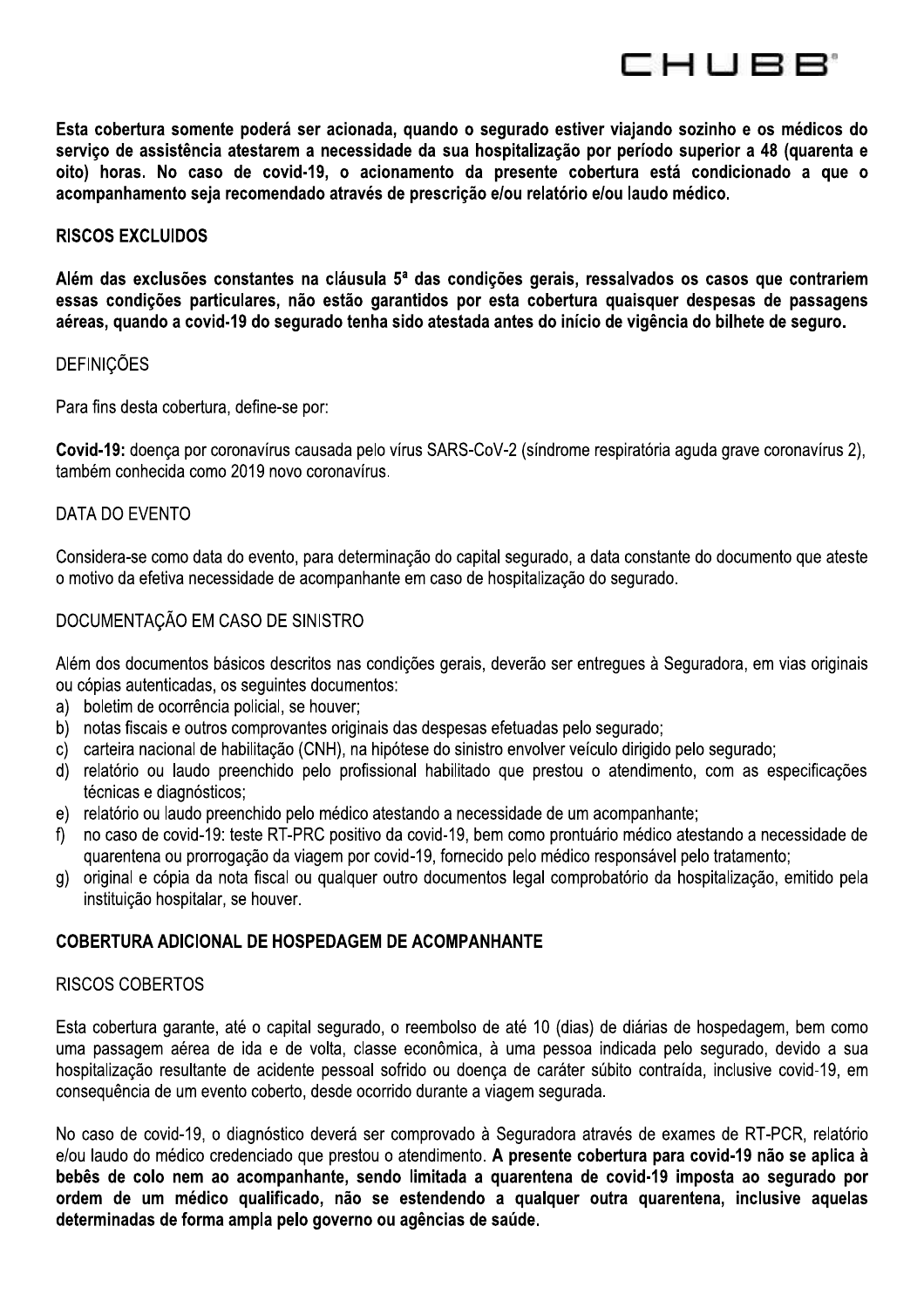**Esta cobertura somente poderá ser acionada, quando o segurado estiver viajando sozinho e os médicos do serviço de assistência atestarem a necessidade da sua hospitalização por período superior a 48 (quarenta e oito) horas. No caso de covid-19, o acionamento da presente cobertura está condicionado a que o acompanhamento seja recomendado através de prescrição e/ou relatório e/ou laudo médico.**

**RISCOS EXCLUIDOS**

**Além das exclusões constantes na cláusula 5ª das condições gerais, ressalvados os casos que contrariem essas condições particulares, não estão garantidos por esta cobertura quaisquer despesas de passagens aéreas, quando a covid-19 do segurado tenha sido atestada antes do início de vigência do bilhete de seguro.**

DEFINIÇÕES

Para fins desta cobertura, define-se por:

**Covid-19:** doença por coronavírus causada pelo vírus SARS-CoV-2 (síndrome respiratória aguda grave coronavírus 2), também conhecida como 2019 novo coronavírus.

DATA DO EVENTO

Considera-se como data do evento, para determinação do capital segurado, a data constante do documento que ateste o motivo da efetiva necessidade de acompanhante em caso de hospitalização do segurado.

DOCUMENTAÇÃO EM CASO DE SINISTRO

Além dos documentos básicos descritos nas condições gerais, deverão ser entregues à Seguradora, em vias originais ou cópias autenticadas, os seguintes documentos:

a) boletim de ocorrência policial, se houver;
b) notas fiscais e outros comprovantes originais das despesas efetuadas pelo segurado;
c) carteira nacional de habilitação (CNH), na hipótese do sinistro envolver veículo dirigido pelo segurado;
d) relatório ou laudo preenchido pelo profissional habilitado que prestou o atendimento, com as especificações técnicas e diagnósticos;
e) relatório ou laudo preenchido pelo médico atestando a necessidade de um acompanhante;
f) no caso de covid-19: teste RT-PRC positivo da covid-19, bem como prontuário médico atestando a necessidade de quarentena ou prorrogação da viagem por covid-19, fornecido pelo médico responsável pelo tratamento;
g) original e cópia da nota fiscal ou qualquer outro documentos legal comprobatório da hospitalização, emitido pela instituição hospitalar, se houver.

**COBERTURA ADICIONAL DE HOSPEDAGEM DE ACOMPANHANTE**

RISCOS COBERTOS

Esta cobertura garante, até o capital segurado, o reembolso de até 10 (dias) de diárias de hospedagem, bem como uma passagem aérea de ida e de volta, classe econômica, à uma pessoa indicada pelo segurado, devido a sua hospitalização resultante de acidente pessoal sofrido ou doença de caráter súbito contraída, inclusive covid-19, em consequência de um evento coberto, desde ocorrido durante a viagem segurada.

No caso de covid-19, o diagnóstico deverá ser comprovado à Seguradora através de exames de RT-PCR, relatório e/ou laudo do médico credenciado que prestou o atendimento. **A presente cobertura para covid-19 não se aplica à bebês de colo nem ao acompanhante, sendo limitada a quarentena de covid-19 imposta ao segurado por ordem de um médico qualificado, não se estendendo a qualquer outra quarentena, inclusive aquelas determinadas de forma ampla pelo governo ou agências de saúde.**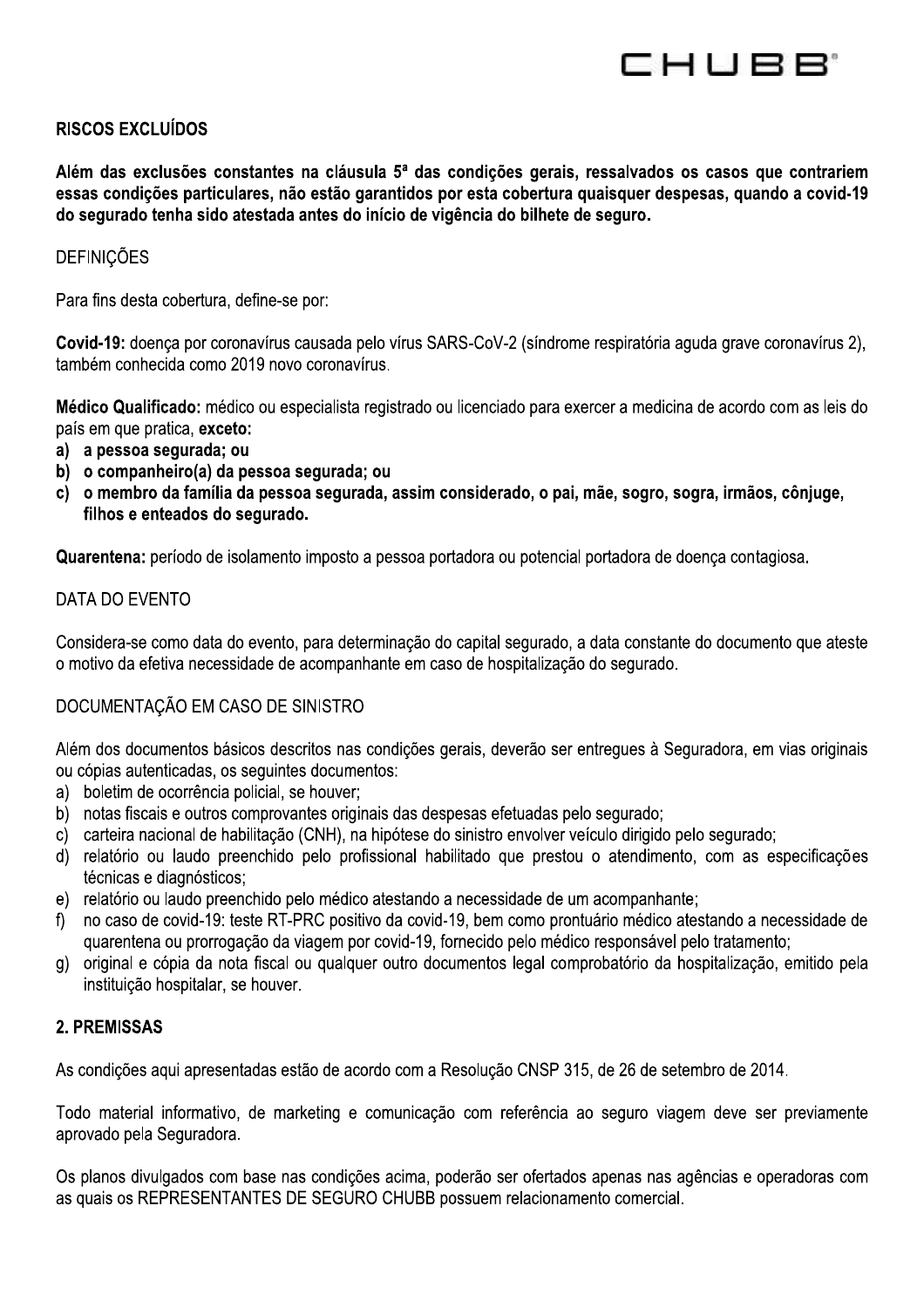**RISCOS EXCLUÍDOS**

**Além das exclusões constantes na cláusula 5ª das condições gerais, ressalvados os casos que contrariem essas condições particulares, não estão garantidos por esta cobertura quaisquer despesas, quando a covid-19 do segurado tenha sido atestada antes do início de vigência do bilhete de seguro.**

DEFINIÇÕES

Para fins desta cobertura, define-se por:

**Covid-19:** doença por coronavírus causada pelo vírus SARS-CoV-2 (síndrome respiratória aguda grave coronavírus 2), também conhecida como 2019 novo coronavírus.

**Médico Qualificado:** médico ou especialista registrado ou licenciado para exercer a medicina de acordo com as leis do país em que pratica, **exceto:**

**a) a pessoa segurada; ou**

**b) o companheiro(a) da pessoa segurada; ou**

**c) o membro da família da pessoa segurada, assim considerado, o pai, mãe, sogro, sogra, irmãos, cônjuge, filhos e enteados do segurado.**

**Quarentena:** período de isolamento imposto a pessoa portadora ou potencial portadora de doença contagiosa.

DATA DO EVENTO

Considera-se como data do evento, para determinação do capital segurado, a data constante do documento que ateste o motivo da efetiva necessidade de acompanhante em caso de hospitalização do segurado.

DOCUMENTAÇÃO EM CASO DE SINISTRO

Além dos documentos básicos descritos nas condições gerais, deverão ser entregues à Seguradora, em vias originais ou cópias autenticadas, os seguintes documentos:

a) boletim de ocorrência policial, se houver;
b) notas fiscais e outros comprovantes originais das despesas efetuadas pelo segurado;
c) carteira nacional de habilitação (CNH), na hipótese do sinistro envolver veículo dirigido pelo segurado;
d) relatório ou laudo preenchido pelo profissional habilitado que prestou o atendimento, com as especificações técnicas e diagnósticos;
e) relatório ou laudo preenchido pelo médico atestando a necessidade de um acompanhante;
f) no caso de covid-19: teste RT-PRC positivo da covid-19, bem como prontuário médico atestando a necessidade de quarentena ou prorrogação da viagem por covid-19, fornecido pelo médico responsável pelo tratamento;
g) original e cópia da nota fiscal ou qualquer outro documentos legal comprobatório da hospitalização, emitido pela instituição hospitalar, se houver.

**2. PREMISSAS**

As condições aqui apresentadas estão de acordo com a Resolução CNSP 315, de 26 de setembro de 2014.

Todo material informativo, de marketing e comunicação com referência ao seguro viagem deve ser previamente aprovado pela Seguradora.

Os planos divulgados com base nas condições acima, poderão ser ofertados apenas nas agências e operadoras com as quais os REPRESENTANTES DE SEGURO CHUBB possuem relacionamento comercial.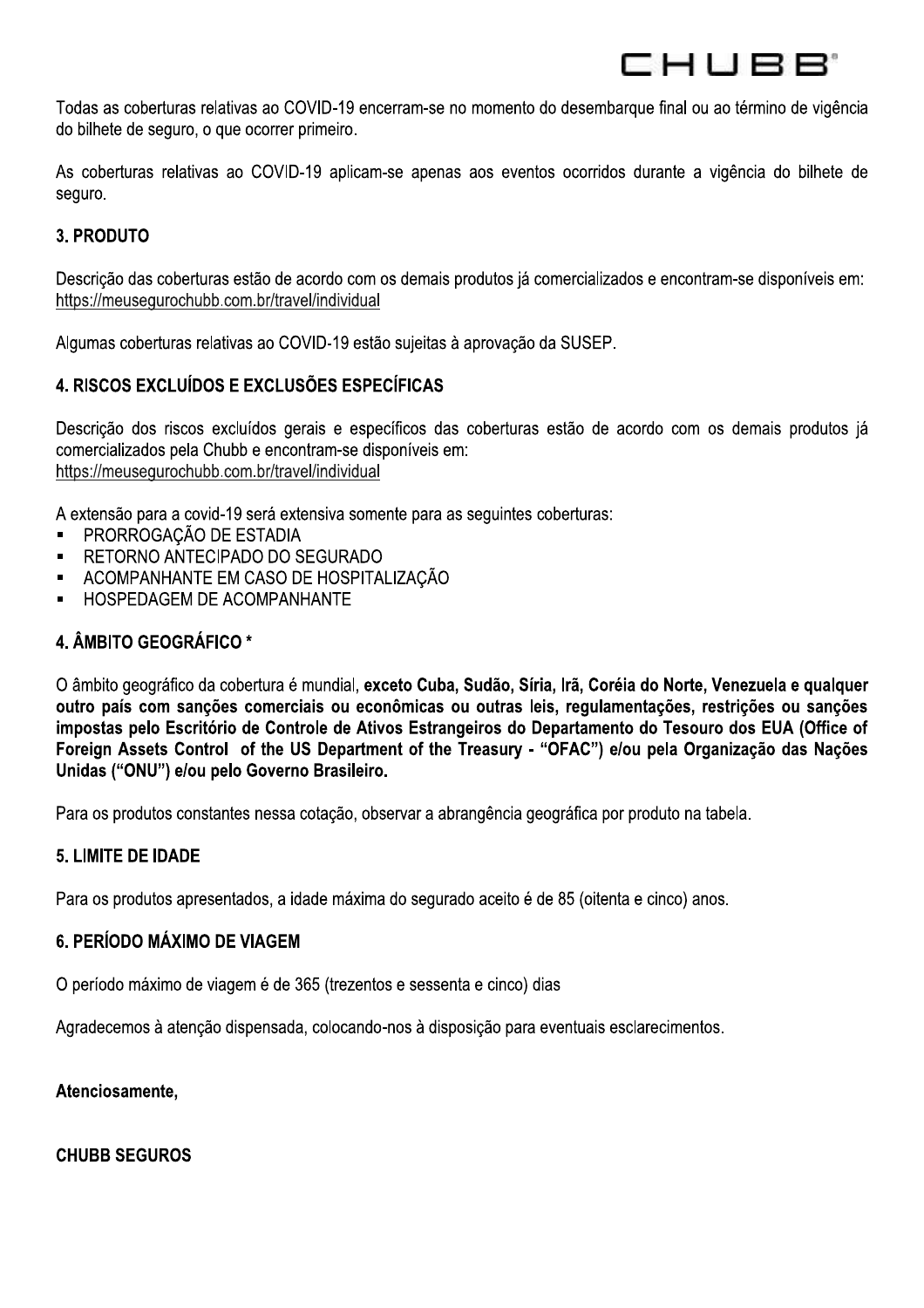Todas as coberturas relativas ao COVID-19 encerram-se no momento do desembarque final ou ao término de vigência do bilhete de seguro, o que ocorrer primeiro.

As coberturas relativas ao COVID-19 aplicam-se apenas aos eventos ocorridos durante a vigência do bilhete de seguro.

## 3. PRODUTO

Descrição das coberturas estão de acordo com os demais produtos já comercializados e encontram-se disponíveis em: https://meusegurochubb.com.br/travel/individual

Algumas coberturas relativas ao COVID-19 estão sujeitas à aprovação da SUSEP.

## 4. RISCOS EXCLUÍDOS E EXCLUSÕES ESPECÍFICAS

Descrição dos riscos excluídos gerais e específicos das coberturas estão de acordo com os demais produtos já comercializados pela Chubb e encontram-se disponíveis em:
https://meusegurochubb.com.br/travel/individual

A extensão para a covid-19 será extensiva somente para as seguintes coberturas:

- PRORROGAÇÃO DE ESTADIA
- RETORNO ANTECIPADO DO SEGURADO
- ACOMPANHANTE EM CASO DE HOSPITALIZAÇÃO
- HOSPEDAGEM DE ACOMPANHANTE

## 4. ÂMBITO GEOGRÁFICO *

O âmbito geográfico da cobertura é mundial, **exceto Cuba, Sudão, Síria, Irã, Coréia do Norte, Venezuela e qualquer outro país com sanções comerciais ou econômicas ou outras leis, regulamentações, restrições ou sanções impostas pelo Escritório de Controle de Ativos Estrangeiros do Departamento do Tesouro dos EUA (Office of Foreign Assets Control of the US Department of the Treasury - "OFAC") e/ou pela Organização das Nações Unidas ("ONU") e/ou pelo Governo Brasileiro.**

Para os produtos constantes nessa cotação, observar a abrangência geográfica por produto na tabela.

## 5. LIMITE DE IDADE

Para os produtos apresentados, a idade máxima do segurado aceito é de 85 (oitenta e cinco) anos.

## 6. PERÍODO MÁXIMO DE VIAGEM

O período máximo de viagem é de 365 (trezentos e sessenta e cinco) dias

Agradecemos à atenção dispensada, colocando-nos à disposição para eventuais esclarecimentos.

**Atenciosamente,**

**CHUBB SEGUROS**